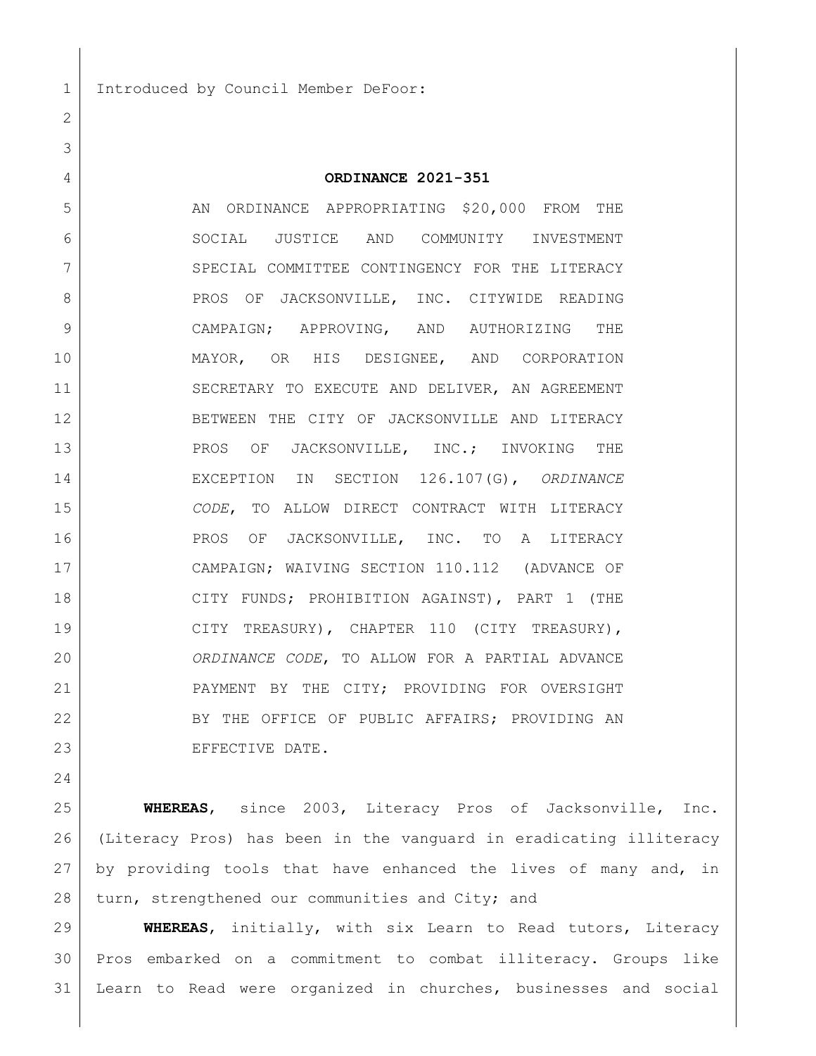Introduced by Council Member DeFoor:

**ORDINANCE 2021-351**

AN ORDINANCE APPROPRIATING $20,000 FROM THE SOCIAL JUSTICE AND COMMUNITY INVESTMENT SPECIAL COMMITTEE CONTINGENCY FOR THE LITERACY PROS OF JACKSONVILLE, INC. CITYWIDE READING CAMPAIGN; APPROVING, AND AUTHORIZING THE MAYOR, OR HIS DESIGNEE, AND CORPORATION SECRETARY TO EXECUTE AND DELIVER, AN AGREEMENT BETWEEN THE CITY OF JACKSONVILLE AND LITERACY PROS OF JACKSONVILLE, INC.; INVOKING THE EXCEPTION IN SECTION 126.107(G), *ORDINANCE CODE*, TO ALLOW DIRECT CONTRACT WITH LITERACY PROS OF JACKSONVILLE, INC. TO A LITERACY CAMPAIGN; WAIVING SECTION 110.112 (ADVANCE OF CITY FUNDS; PROHIBITION AGAINST), PART 1 (THE CITY TREASURY), CHAPTER 110 (CITY TREASURY), *ORDINANCE CODE*, TO ALLOW FOR A PARTIAL ADVANCE PAYMENT BY THE CITY; PROVIDING FOR OVERSIGHT BY THE OFFICE OF PUBLIC AFFAIRS; PROVIDING AN EFFECTIVE DATE.

**WHEREAS**, since 2003, Literacy Pros of Jacksonville, Inc. (Literacy Pros) has been in the vanguard in eradicating illiteracy by providing tools that have enhanced the lives of many and, in turn, strengthened our communities and City; and

**WHEREAS**, initially, with six Learn to Read tutors, Literacy Pros embarked on a commitment to combat illiteracy. Groups like Learn to Read were organized in churches, businesses and social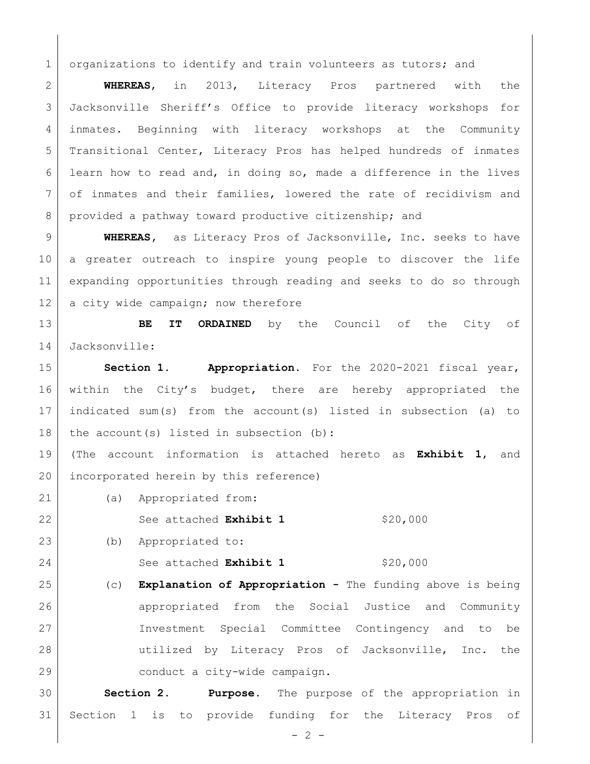organizations to identify and train volunteers as tutors; and

**WHEREAS**, in 2013, Literacy Pros partnered with the Jacksonville Sheriff's Office to provide literacy workshops for inmates. Beginning with literacy workshops at the Community Transitional Center, Literacy Pros has helped hundreds of inmates learn how to read and, in doing so, made a difference in the lives of inmates and their families, lowered the rate of recidivism and provided a pathway toward productive citizenship; and

**WHEREAS**, as Literacy Pros of Jacksonville, Inc. seeks to have a greater outreach to inspire young people to discover the life expanding opportunities through reading and seeks to do so through a city wide campaign; now therefore

**BE IT ORDAINED** by the Council of the City of Jacksonville:

**Section 1. Appropriation.** For the 2020-2021 fiscal year, within the City's budget, there are hereby appropriated the indicated sum(s) from the account(s) listed in subsection (a) to the account(s) listed in subsection (b):

(The account information is attached hereto as **Exhibit 1**, and incorporated herein by this reference)

(a) Appropriated from:

See attached **Exhibit 1** $20,000

(b) Appropriated to:

See attached **Exhibit 1** $20,000

(c) **Explanation of Appropriation -** The funding above is being appropriated from the Social Justice and Community Investment Special Committee Contingency and to be utilized by Literacy Pros of Jacksonville, Inc. the conduct a city-wide campaign.

**Section 2. Purpose.** The purpose of the appropriation in Section 1 is to provide funding for the Literacy Pros of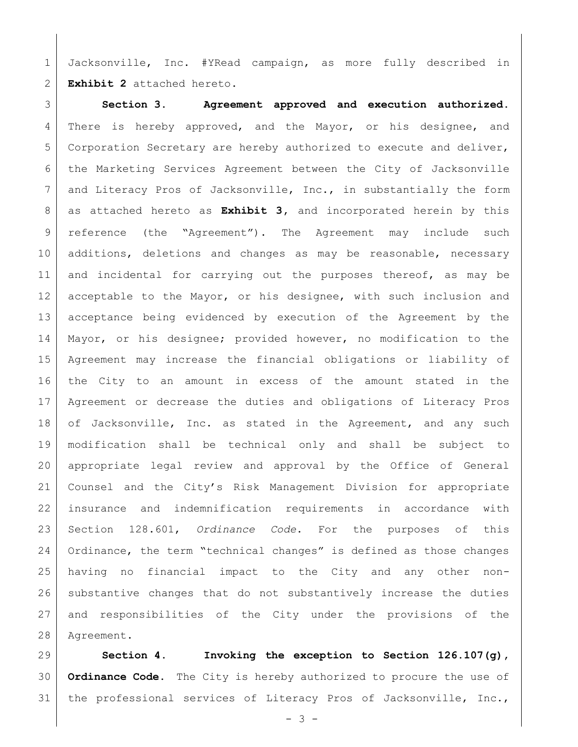Jacksonville, Inc. #YRead campaign, as more fully described in **Exhibit 2** attached hereto.

**Section 3. Agreement approved and execution authorized.** There is hereby approved, and the Mayor, or his designee, and Corporation Secretary are hereby authorized to execute and deliver, the Marketing Services Agreement between the City of Jacksonville and Literacy Pros of Jacksonville, Inc., in substantially the form as attached hereto as **Exhibit 3**, and incorporated herein by this reference (the "Agreement"). The Agreement may include such additions, deletions and changes as may be reasonable, necessary and incidental for carrying out the purposes thereof, as may be acceptable to the Mayor, or his designee, with such inclusion and acceptance being evidenced by execution of the Agreement by the Mayor, or his designee; provided however, no modification to the Agreement may increase the financial obligations or liability of the City to an amount in excess of the amount stated in the Agreement or decrease the duties and obligations of Literacy Pros of Jacksonville, Inc. as stated in the Agreement, and any such modification shall be technical only and shall be subject to appropriate legal review and approval by the Office of General Counsel and the City's Risk Management Division for appropriate insurance and indemnification requirements in accordance with Section 128.601, *Ordinance Code*. For the purposes of this Ordinance, the term "technical changes" is defined as those changes having no financial impact to the City and any other non-substantive changes that do not substantively increase the duties and responsibilities of the City under the provisions of the Agreement.

**Section 4. Invoking the exception to Section 126.107(g), Ordinance Code.** The City is hereby authorized to procure the use of the professional services of Literacy Pros of Jacksonville, Inc.,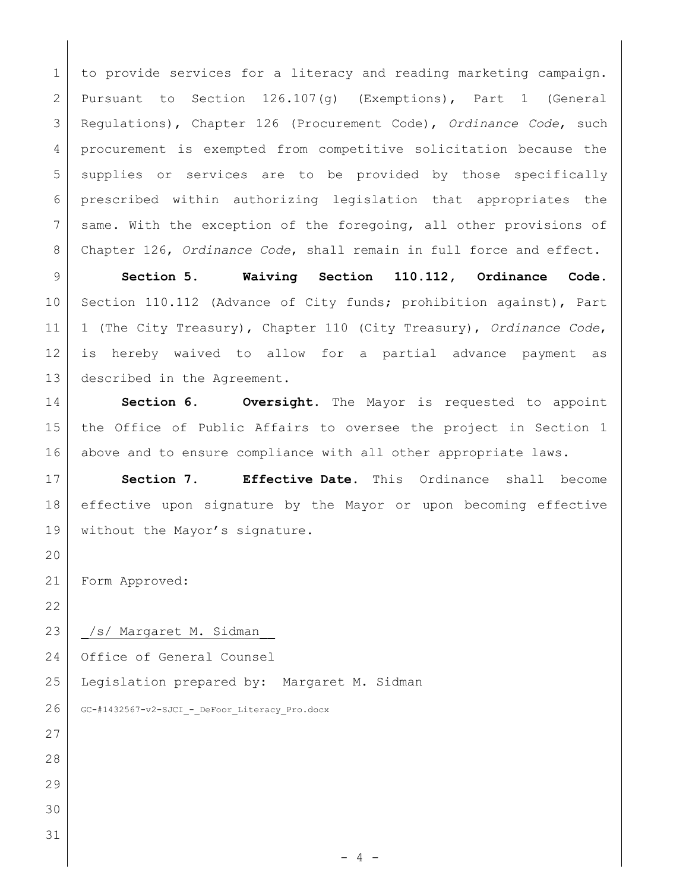to provide services for a literacy and reading marketing campaign. Pursuant to Section 126.107(g) (Exemptions), Part 1 (General Regulations), Chapter 126 (Procurement Code), *Ordinance Code*, such procurement is exempted from competitive solicitation because the supplies or services are to be provided by those specifically prescribed within authorizing legislation that appropriates the same. With the exception of the foregoing, all other provisions of Chapter 126, *Ordinance Code*, shall remain in full force and effect.

**Section 5. Waiving Section 110.112, Ordinance Code.** Section 110.112 (Advance of City funds; prohibition against), Part 1 (The City Treasury), Chapter 110 (City Treasury), *Ordinance Code*, is hereby waived to allow for a partial advance payment as described in the Agreement.

**Section 6. Oversight.** The Mayor is requested to appoint the Office of Public Affairs to oversee the project in Section 1 above and to ensure compliance with all other appropriate laws.

**Section 7. Effective Date.** This Ordinance shall become effective upon signature by the Mayor or upon becoming effective without the Mayor's signature.

Form Approved:

_/s/ Margaret M. Sidman__

Office of General Counsel

Legislation prepared by: Margaret M. Sidman

GC-#1432567-v2-SJCI_-_DeFoor_Literacy_Pro.docx